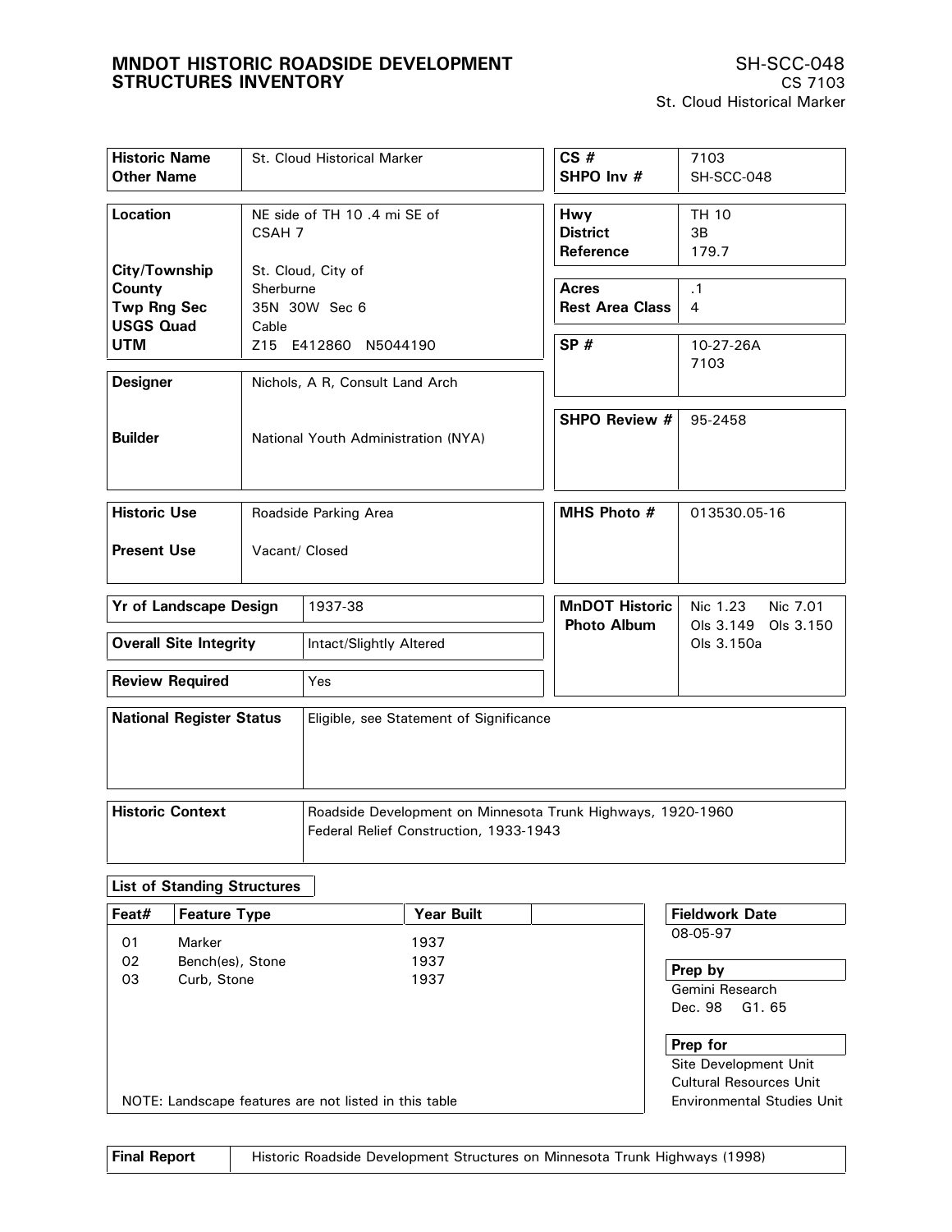# MNDOT HISTORIC ROADSIDE DEVELOPMENT STRUCTURES INVENTORY

SH-SCC-048
CS 7103
St. Cloud Historical Marker

| | |
|---|---|
| **Historic Name** | St. Cloud Historical Marker |
| **Other Name** | |
| **Location** | NE side of TH 10 .4 mi SE of CSAH 7 |
| **City/Township** | St. Cloud, City of |
| **County** | Sherburne |
| **Twp Rng Sec** | 35N 30W Sec 6 |
| **USGS Quad** | Cable |
| **UTM** | Z15 E412860 N5044190 |
| **Designer** | Nichols, A R, Consult Land Arch |
| **Builder** | National Youth Administration (NYA) |
| **Historic Use** | Roadside Parking Area |
| **Present Use** | Vacant/ Closed |
| **Yr of Landscape Design** | 1937-38 |
| **Overall Site Integrity** | Intact/Slightly Altered |
| **Review Required** | Yes |

| | |
|---|---|
| **CS #** | 7103 |
| **SHPO Inv #** | SH-SCC-048 |
| **Hwy** | TH 10 |
| **District** | 3B |
| **Reference** | 179.7 |
| **Acres** | .1 |
| **Rest Area Class** | 4 |
| **SP #** | 10-27-26A 7103 |
| **SHPO Review #** | 95-2458 |
| **MHS Photo #** | 013530.05-16 |
| **MnDOT Historic Photo Album** | Nic 1.23 Nic 7.01 Ols 3.149 Ols 3.150 Ols 3.150a |

| | |
|---|---|
| **National Register Status** | Eligible, see Statement of Significance |
| **Historic Context** | Roadside Development on Minnesota Trunk Highways, 1920-1960<br>Federal Relief Construction, 1933-1943 |

## List of Standing Structures

| Feat# | Feature Type | Year Built |
|---|---|---|
| 01 | Marker | 1937 |
| 02 | Bench(es), Stone | 1937 |
| 03 | Curb, Stone | 1937 |

NOTE: Landscape features are not listed in this table

**Fieldwork Date**
08-05-97

**Prep by**
Gemini Research
Dec. 98 G1. 65

**Prep for**
Site Development Unit
Cultural Resources Unit
Environmental Studies Unit

| | |
|---|---|
| **Final Report** | Historic Roadside Development Structures on Minnesota Trunk Highways (1998) |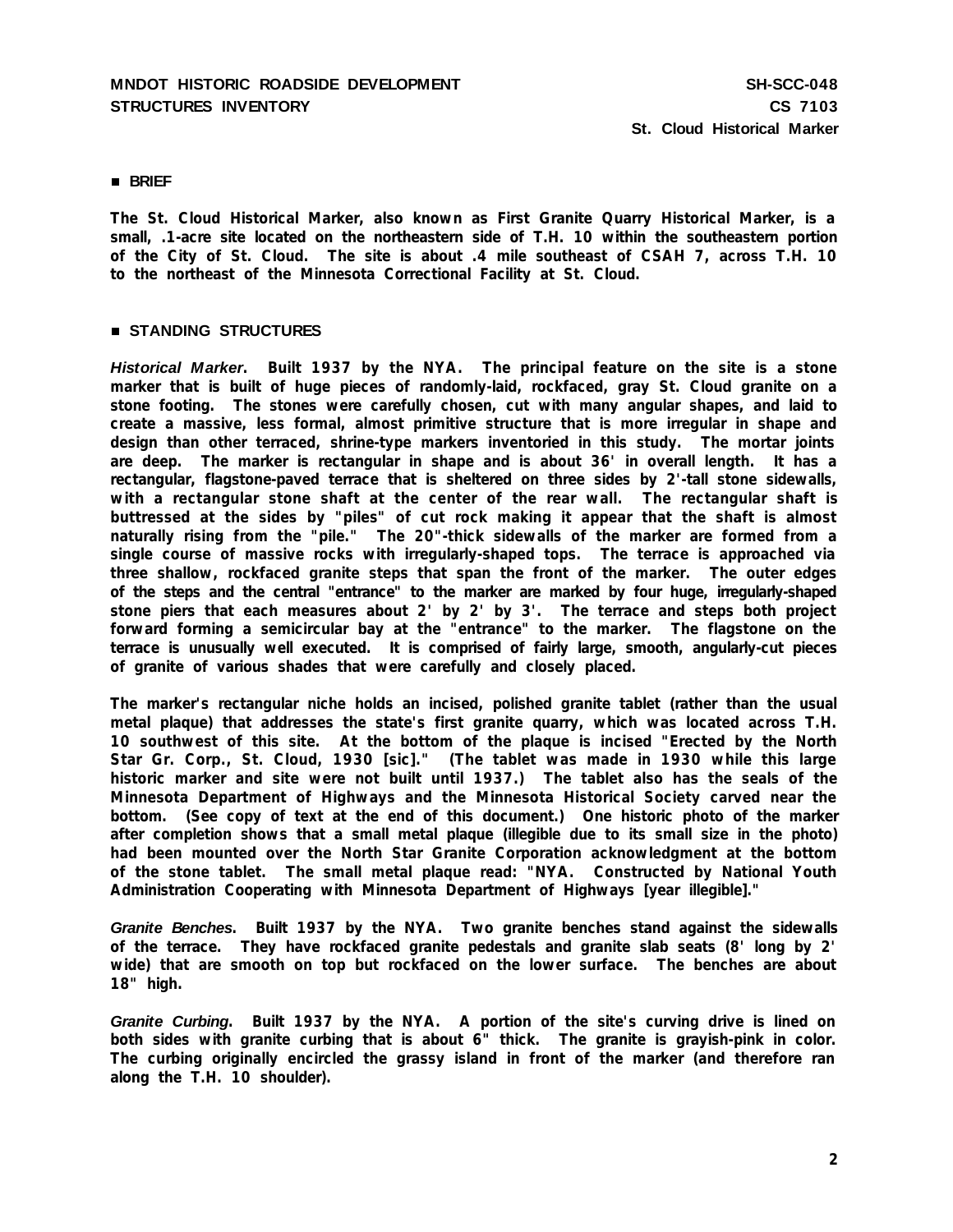## ■ BRIEF

**The St. Cloud Historical Marker, also known as First Granite Quarry Historical Marker, is a small, .1-acre site located on the northeastern side of T.H. 10 within the southeastern portion of the City of St. Cloud. The site is about .4 mile southeast of CSAH 7, across T.H. 10 to the northeast of the Minnesota Correctional Facility at St. Cloud.**

## ■ STANDING STRUCTURES

***Historical Marker*. Built 1937 by the NYA. The principal feature on the site is a stone marker that is built of huge pieces of randomly-laid, rockfaced, gray St. Cloud granite on a stone footing. The stones were carefully chosen, cut with many angular shapes, and laid to create a massive, less formal, almost primitive structure that is more irregular in shape and design than other terraced, shrine-type markers inventoried in this study. The mortar joints are deep. The marker is rectangular in shape and is about 36' in overall length. It has a rectangular, flagstone-paved terrace that is sheltered on three sides by 2'-tall stone sidewalls, with a rectangular stone shaft at the center of the rear wall. The rectangular shaft is buttressed at the sides by "piles" of cut rock making it appear that the shaft is almost naturally rising from the "pile." The 20"-thick sidewalls of the marker are formed from a single course of massive rocks with irregularly-shaped tops. The terrace is approached via three shallow, rockfaced granite steps that span the front of the marker. The outer edges of the steps and the central "entrance" to the marker are marked by four huge, irregularly-shaped stone piers that each measures about 2' by 2' by 3'. The terrace and steps both project forward forming a semicircular bay at the "entrance" to the marker. The flagstone on the terrace is unusually well executed. It is comprised of fairly large, smooth, angularly-cut pieces of granite of various shades that were carefully and closely placed.**

**The marker's rectangular niche holds an incised, polished granite tablet (rather than the usual metal plaque) that addresses the state's first granite quarry, which was located across T.H. 10 southwest of this site. At the bottom of the plaque is incised "Erected by the North Star Gr. Corp., St. Cloud, 1930 [sic]." (The tablet was made in 1930 while this large historic marker and site were not built until 1937.) The tablet also has the seals of the Minnesota Department of Highways and the Minnesota Historical Society carved near the bottom. (See copy of text at the end of this document.) One historic photo of the marker after completion shows that a small metal plaque (illegible due to its small size in the photo) had been mounted over the North Star Granite Corporation acknowledgment at the bottom of the stone tablet. The small metal plaque read: "NYA. Constructed by National Youth Administration Cooperating with Minnesota Department of Highways [year illegible]."**

***Granite Benches*. Built 1937 by the NYA. Two granite benches stand against the sidewalls of the terrace. They have rockfaced granite pedestals and granite slab seats (8' long by 2' wide) that are smooth on top but rockfaced on the lower surface. The benches are about 18" high.**

***Granite Curbing*. Built 1937 by the NYA. A portion of the site's curving drive is lined on both sides with granite curbing that is about 6" thick. The granite is grayish-pink in color. The curbing originally encircled the grassy island in front of the marker (and therefore ran along the T.H. 10 shoulder).**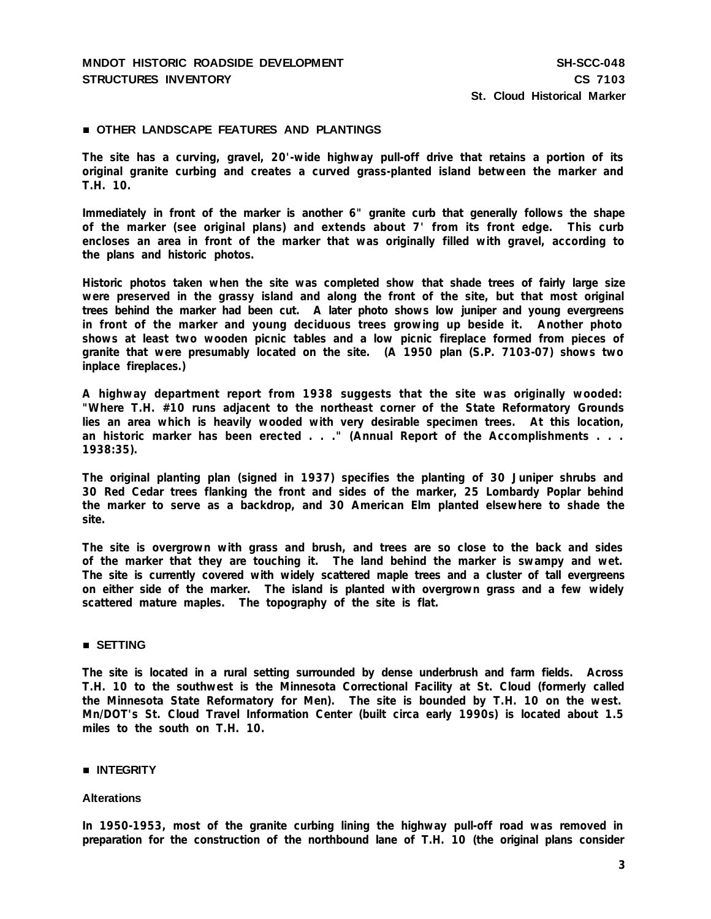## OTHER LANDSCAPE FEATURES AND PLANTINGS

The site has a curving, gravel, 20'-wide highway pull-off drive that retains a portion of its original granite curbing and creates a curved grass-planted island between the marker and T.H. 10.

Immediately in front of the marker is another 6" granite curb that generally follows the shape of the marker (see original plans) and extends about 7' from its front edge. This curb encloses an area in front of the marker that was originally filled with gravel, according to the plans and historic photos.

Historic photos taken when the site was completed show that shade trees of fairly large size were preserved in the grassy island and along the front of the site, but that most original trees behind the marker had been cut. A later photo shows low juniper and young evergreens in front of the marker and young deciduous trees growing up beside it. Another photo shows at least two wooden picnic tables and a low picnic fireplace formed from pieces of granite that were presumably located on the site. (A 1950 plan (S.P. 7103-07) shows two inplace fireplaces.)

A highway department report from 1938 suggests that the site was originally wooded: "Where T.H. #10 runs adjacent to the northeast corner of the State Reformatory Grounds lies an area which is heavily wooded with very desirable specimen trees. At this location, an historic marker has been erected . . ." (Annual Report of the Accomplishments . . . 1938:35).

The original planting plan (signed in 1937) specifies the planting of 30 Juniper shrubs and 30 Red Cedar trees flanking the front and sides of the marker, 25 Lombardy Poplar behind the marker to serve as a backdrop, and 30 American Elm planted elsewhere to shade the site.

The site is overgrown with grass and brush, and trees are so close to the back and sides of the marker that they are touching it. The land behind the marker is swampy and wet. The site is currently covered with widely scattered maple trees and a cluster of tall evergreens on either side of the marker. The island is planted with overgrown grass and a few widely scattered mature maples. The topography of the site is flat.

## SETTING

The site is located in a rural setting surrounded by dense underbrush and farm fields. Across T.H. 10 to the southwest is the Minnesota Correctional Facility at St. Cloud (formerly called the Minnesota State Reformatory for Men). The site is bounded by T.H. 10 on the west. Mn/DOT's St. Cloud Travel Information Center (built circa early 1990s) is located about 1.5 miles to the south on T.H. 10.

## INTEGRITY

### Alterations

In 1950-1953, most of the granite curbing lining the highway pull-off road was removed in preparation for the construction of the northbound lane of T.H. 10 (the original plans consider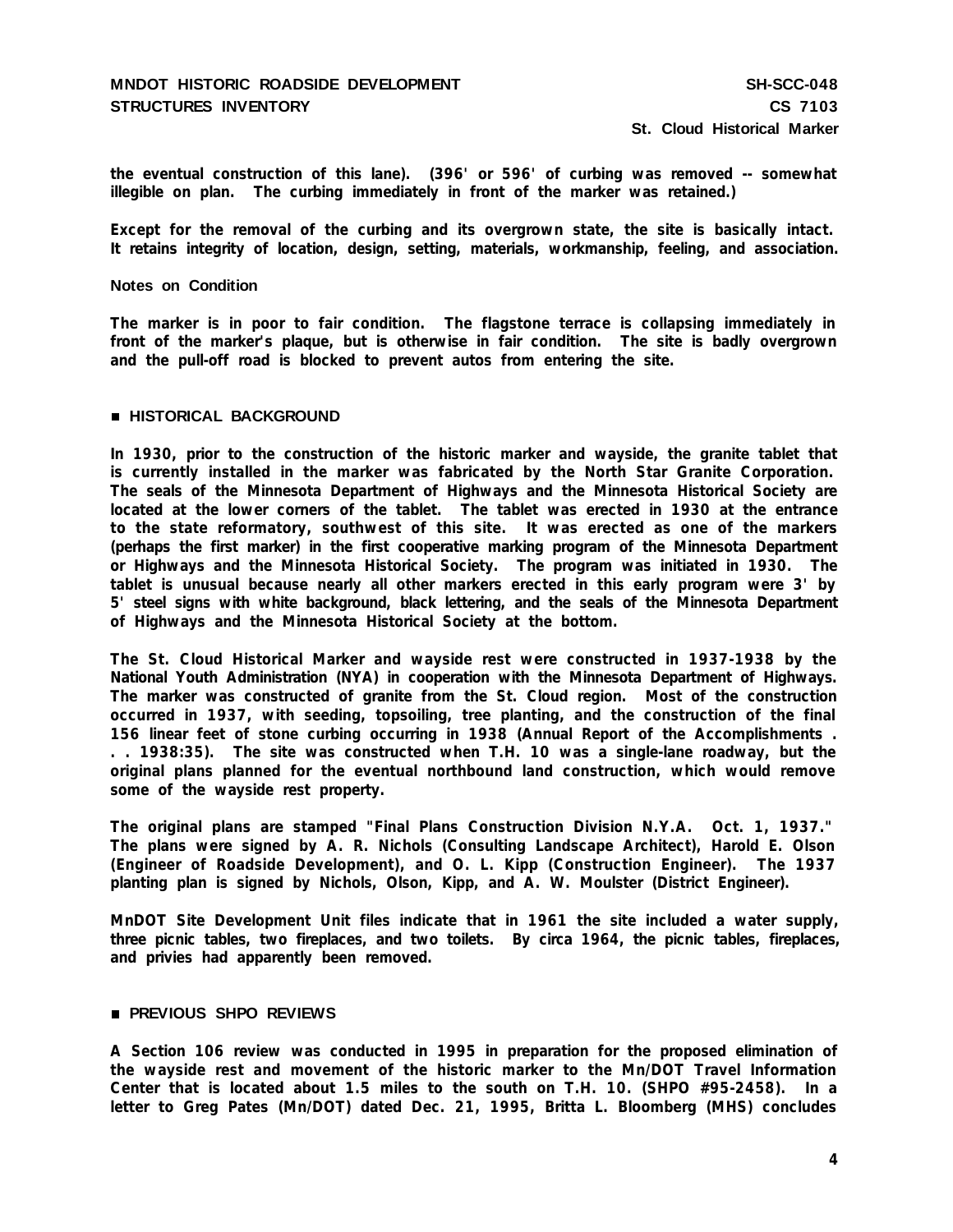the eventual construction of this lane). (396' or 596' of curbing was removed -- somewhat illegible on plan. The curbing immediately in front of the marker was retained.)

Except for the removal of the curbing and its overgrown state, the site is basically intact. It retains integrity of location, design, setting, materials, workmanship, feeling, and association.

Notes on Condition

The marker is in poor to fair condition. The flagstone terrace is collapsing immediately in front of the marker's plaque, but is otherwise in fair condition. The site is badly overgrown and the pull-off road is blocked to prevent autos from entering the site.

## ■ HISTORICAL BACKGROUND

In 1930, prior to the construction of the historic marker and wayside, the granite tablet that is currently installed in the marker was fabricated by the North Star Granite Corporation. The seals of the Minnesota Department of Highways and the Minnesota Historical Society are located at the lower corners of the tablet. The tablet was erected in 1930 at the entrance to the state reformatory, southwest of this site. It was erected as one of the markers (perhaps the first marker) in the first cooperative marking program of the Minnesota Department or Highways and the Minnesota Historical Society. The program was initiated in 1930. The tablet is unusual because nearly all other markers erected in this early program were 3' by 5' steel signs with white background, black lettering, and the seals of the Minnesota Department of Highways and the Minnesota Historical Society at the bottom.

The St. Cloud Historical Marker and wayside rest were constructed in 1937-1938 by the National Youth Administration (NYA) in cooperation with the Minnesota Department of Highways. The marker was constructed of granite from the St. Cloud region. Most of the construction occurred in 1937, with seeding, topsoiling, tree planting, and the construction of the final 156 linear feet of stone curbing occurring in 1938 (Annual Report of the Accomplishments . . . 1938:35). The site was constructed when T.H. 10 was a single-lane roadway, but the original plans planned for the eventual northbound land construction, which would remove some of the wayside rest property.

The original plans are stamped "Final Plans Construction Division N.Y.A. Oct. 1, 1937." The plans were signed by A. R. Nichols (Consulting Landscape Architect), Harold E. Olson (Engineer of Roadside Development), and O. L. Kipp (Construction Engineer). The 1937 planting plan is signed by Nichols, Olson, Kipp, and A. W. Moulster (District Engineer).

MnDOT Site Development Unit files indicate that in 1961 the site included a water supply, three picnic tables, two fireplaces, and two toilets. By circa 1964, the picnic tables, fireplaces, and privies had apparently been removed.

## ■ PREVIOUS SHPO REVIEWS

A Section 106 review was conducted in 1995 in preparation for the proposed elimination of the wayside rest and movement of the historic marker to the Mn/DOT Travel Information Center that is located about 1.5 miles to the south on T.H. 10. (SHPO #95-2458). In a letter to Greg Pates (Mn/DOT) dated Dec. 21, 1995, Britta L. Bloomberg (MHS) concludes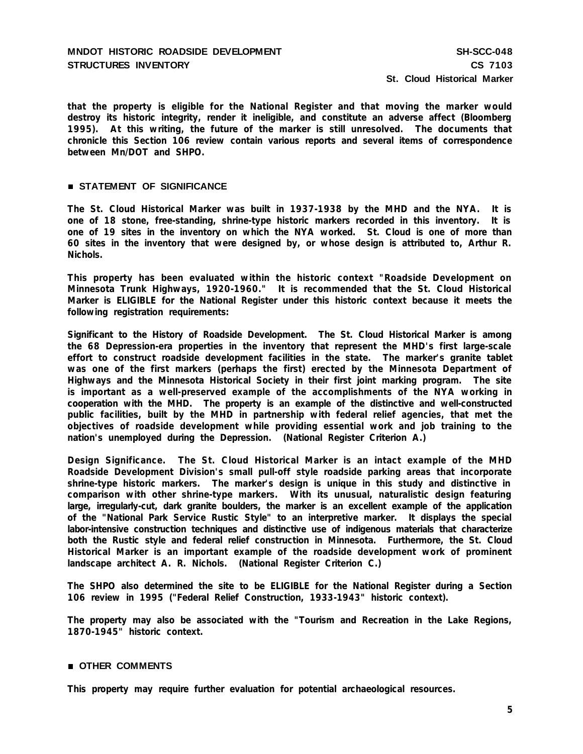that the property is eligible for the National Register and that moving the marker would destroy its historic integrity, render it ineligible, and constitute an adverse affect (Bloomberg 1995). At this writing, the future of the marker is still unresolved. The documents that chronicle this Section 106 review contain various reports and several items of correspondence between Mn/DOT and SHPO.

## ■ STATEMENT OF SIGNIFICANCE

The St. Cloud Historical Marker was built in 1937-1938 by the MHD and the NYA. It is one of 18 stone, free-standing, shrine-type historic markers recorded in this inventory. It is one of 19 sites in the inventory on which the NYA worked. St. Cloud is one of more than 60 sites in the inventory that were designed by, or whose design is attributed to, Arthur R. Nichols.

This property has been evaluated within the historic context "Roadside Development on Minnesota Trunk Highways, 1920-1960." It is recommended that the St. Cloud Historical Marker is ELIGIBLE for the National Register under this historic context because it meets the following registration requirements:

Significant to the History of Roadside Development. The St. Cloud Historical Marker is among the 68 Depression-era properties in the inventory that represent the MHD's first large-scale effort to construct roadside development facilities in the state. The marker's granite tablet was one of the first markers (perhaps the first) erected by the Minnesota Department of Highways and the Minnesota Historical Society in their first joint marking program. The site is important as a well-preserved example of the accomplishments of the NYA working in cooperation with the MHD. The property is an example of the distinctive and well-constructed public facilities, built by the MHD in partnership with federal relief agencies, that met the objectives of roadside development while providing essential work and job training to the nation's unemployed during the Depression. (National Register Criterion A.)

Design Significance. The St. Cloud Historical Marker is an intact example of the MHD Roadside Development Division's small pull-off style roadside parking areas that incorporate shrine-type historic markers. The marker's design is unique in this study and distinctive in comparison with other shrine-type markers. With its unusual, naturalistic design featuring large, irregularly-cut, dark granite boulders, the marker is an excellent example of the application of the "National Park Service Rustic Style" to an interpretive marker. It displays the special labor-intensive construction techniques and distinctive use of indigenous materials that characterize both the Rustic style and federal relief construction in Minnesota. Furthermore, the St. Cloud Historical Marker is an important example of the roadside development work of prominent landscape architect A. R. Nichols. (National Register Criterion C.)

The SHPO also determined the site to be ELIGIBLE for the National Register during a Section 106 review in 1995 ("Federal Relief Construction, 1933-1943" historic context).

The property may also be associated with the "Tourism and Recreation in the Lake Regions, 1870-1945" historic context.

## ■ OTHER COMMENTS

This property may require further evaluation for potential archaeological resources.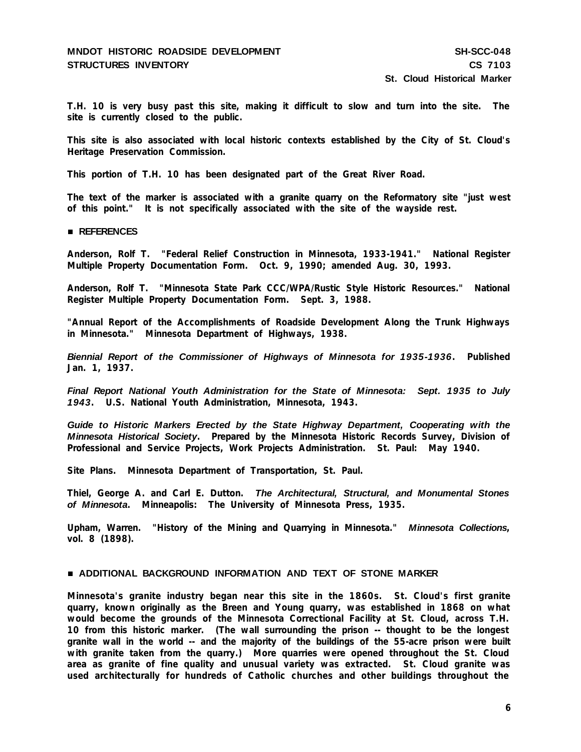T.H. 10 is very busy past this site, making it difficult to slow and turn into the site. The site is currently closed to the public.

This site is also associated with local historic contexts established by the City of St. Cloud's Heritage Preservation Commission.

This portion of T.H. 10 has been designated part of the Great River Road.

The text of the marker is associated with a granite quarry on the Reformatory site "just west of this point." It is not specifically associated with the site of the wayside rest.

## ■ REFERENCES

Anderson, Rolf T. "Federal Relief Construction in Minnesota, 1933-1941." National Register Multiple Property Documentation Form. Oct. 9, 1990; amended Aug. 30, 1993.

Anderson, Rolf T. "Minnesota State Park CCC/WPA/Rustic Style Historic Resources." National Register Multiple Property Documentation Form. Sept. 3, 1988.

"Annual Report of the Accomplishments of Roadside Development Along the Trunk Highways in Minnesota." Minnesota Department of Highways, 1938.

*Biennial Report of the Commissioner of Highways of Minnesota for 1935-1936*. Published Jan. 1, 1937.

*Final Report National Youth Administration for the State of Minnesota: Sept. 1935 to July 1943*. U.S. National Youth Administration, Minnesota, 1943.

*Guide to Historic Markers Erected by the State Highway Department, Cooperating with the Minnesota Historical Society*. Prepared by the Minnesota Historic Records Survey, Division of Professional and Service Projects, Work Projects Administration. St. Paul: May 1940.

Site Plans. Minnesota Department of Transportation, St. Paul.

Thiel, George A. and Carl E. Dutton. *The Architectural, Structural, and Monumental Stones of Minnesota*. Minneapolis: The University of Minnesota Press, 1935.

Upham, Warren. "History of the Mining and Quarrying in Minnesota." *Minnesota Collections*, vol. 8 (1898).

## ■ ADDITIONAL BACKGROUND INFORMATION AND TEXT OF STONE MARKER

Minnesota's granite industry began near this site in the 1860s. St. Cloud's first granite quarry, known originally as the Breen and Young quarry, was established in 1868 on what would become the grounds of the Minnesota Correctional Facility at St. Cloud, across T.H. 10 from this historic marker. (The wall surrounding the prison -- thought to be the longest granite wall in the world -- and the majority of the buildings of the 55-acre prison were built with granite taken from the quarry.) More quarries were opened throughout the St. Cloud area as granite of fine quality and unusual variety was extracted. St. Cloud granite was used architecturally for hundreds of Catholic churches and other buildings throughout the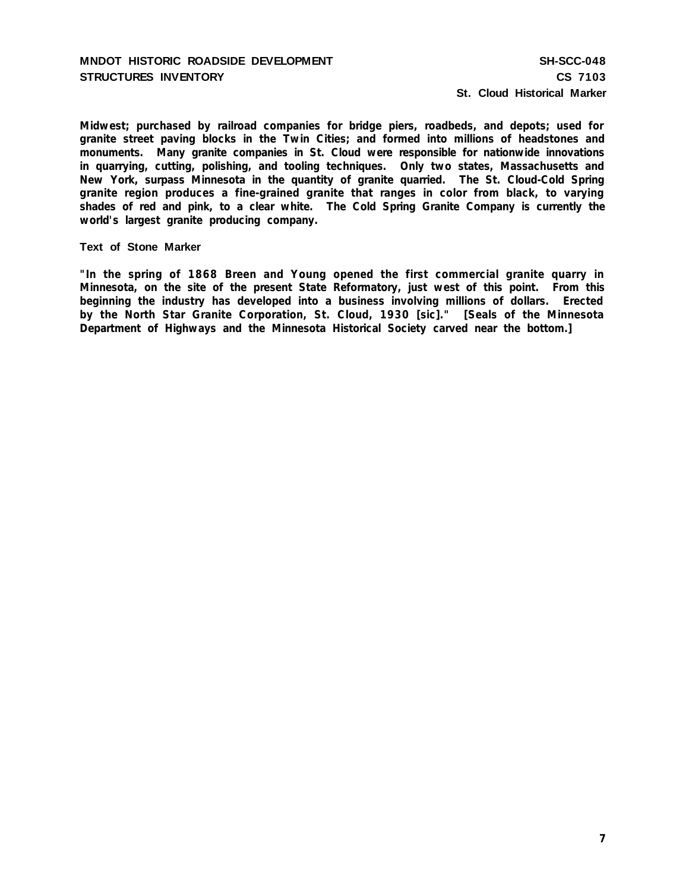Midwest; purchased by railroad companies for bridge piers, roadbeds, and depots; used for granite street paving blocks in the Twin Cities; and formed into millions of headstones and monuments. Many granite companies in St. Cloud were responsible for nationwide innovations in quarrying, cutting, polishing, and tooling techniques. Only two states, Massachusetts and New York, surpass Minnesota in the quantity of granite quarried. The St. Cloud-Cold Spring granite region produces a fine-grained granite that ranges in color from black, to varying shades of red and pink, to a clear white. The Cold Spring Granite Company is currently the world's largest granite producing company.

**Text of Stone Marker**

"In the spring of 1868 Breen and Young opened the first commercial granite quarry in Minnesota, on the site of the present State Reformatory, just west of this point. From this beginning the industry has developed into a business involving millions of dollars. Erected by the North Star Granite Corporation, St. Cloud, 1930 [sic]." [Seals of the Minnesota Department of Highways and the Minnesota Historical Society carved near the bottom.]